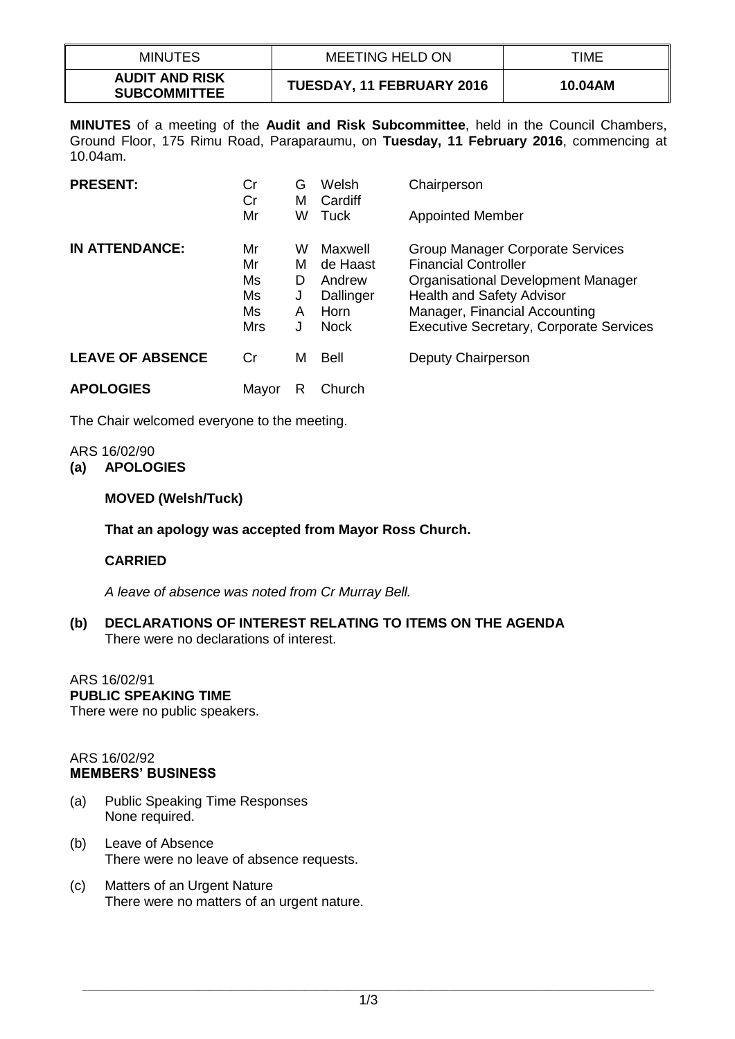| MINUTES | MEETING HELD ON | TIME |
|---|---|---|
| **AUDIT AND RISK SUBCOMMITTEE** | **TUESDAY, 11 FEBRUARY 2016** | **10.04AM** |

**MINUTES** of a meeting of the **Audit and Risk Subcommittee**, held in the Council Chambers, Ground Floor, 175 Rimu Road, Paraparaumu, on **Tuesday, 11 February 2016**, commencing at 10.04am.

| | | | | |
|---|---|---|---|---|
| **PRESENT:** | Cr | G | Welsh | Chairperson |
| | Cr | M | Cardiff | |
| | Mr | W | Tuck | Appointed Member |
| **IN ATTENDANCE:** | Mr | W | Maxwell | Group Manager Corporate Services |
| | Mr | M | de Haast | Financial Controller |
| | Ms | D | Andrew | Organisational Development Manager |
| | Ms | J | Dallinger | Health and Safety Advisor |
| | Ms | A | Horn | Manager, Financial Accounting |
| | Mrs | J | Nock | Executive Secretary, Corporate Services |
| **LEAVE OF ABSENCE** | Cr | M | Bell | Deputy Chairperson |
| **APOLOGIES** | Mayor | R | Church | |

The Chair welcomed everyone to the meeting.

ARS 16/02/90

**(a) APOLOGIES**

**MOVED (Welsh/Tuck)**

**That an apology was accepted from Mayor Ross Church.**

**CARRIED**

*A leave of absence was noted from Cr Murray Bell.*

**(b) DECLARATIONS OF INTEREST RELATING TO ITEMS ON THE AGENDA**

There were no declarations of interest.

ARS 16/02/91

**PUBLIC SPEAKING TIME**

There were no public speakers.

ARS 16/02/92

**MEMBERS' BUSINESS**

(a) Public Speaking Time Responses
None required.

(b) Leave of Absence
There were no leave of absence requests.

(c) Matters of an Urgent Nature
There were no matters of an urgent nature.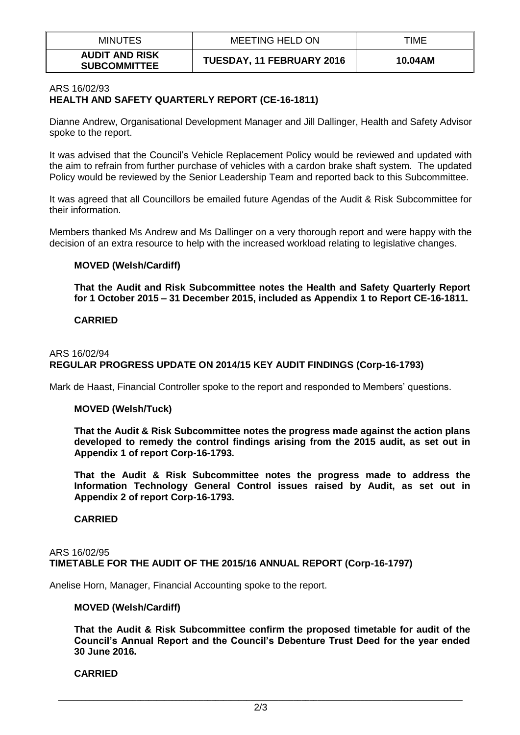| MINUTES | MEETING HELD ON | TIME |
|---|---|---|
| **AUDIT AND RISK SUBCOMMITTEE** | **TUESDAY, 11 FEBRUARY 2016** | **10.04AM** |

ARS 16/02/93
**HEALTH AND SAFETY QUARTERLY REPORT (CE-16-1811)**

Dianne Andrew, Organisational Development Manager and Jill Dallinger, Health and Safety Advisor spoke to the report.

It was advised that the Council's Vehicle Replacement Policy would be reviewed and updated with the aim to refrain from further purchase of vehicles with a cardon brake shaft system. The updated Policy would be reviewed by the Senior Leadership Team and reported back to this Subcommittee.

It was agreed that all Councillors be emailed future Agendas of the Audit & Risk Subcommittee for their information.

Members thanked Ms Andrew and Ms Dallinger on a very thorough report and were happy with the decision of an extra resource to help with the increased workload relating to legislative changes.

**MOVED (Welsh/Cardiff)**

**That the Audit and Risk Subcommittee notes the Health and Safety Quarterly Report for 1 October 2015 – 31 December 2015, included as Appendix 1 to Report CE-16-1811.**

**CARRIED**

ARS 16/02/94
**REGULAR PROGRESS UPDATE ON 2014/15 KEY AUDIT FINDINGS (Corp-16-1793)**

Mark de Haast, Financial Controller spoke to the report and responded to Members' questions.

**MOVED (Welsh/Tuck)**

**That the Audit & Risk Subcommittee notes the progress made against the action plans developed to remedy the control findings arising from the 2015 audit, as set out in Appendix 1 of report Corp-16-1793.**

**That the Audit & Risk Subcommittee notes the progress made to address the Information Technology General Control issues raised by Audit, as set out in Appendix 2 of report Corp-16-1793.**

**CARRIED**

ARS 16/02/95
**TIMETABLE FOR THE AUDIT OF THE 2015/16 ANNUAL REPORT (Corp-16-1797)**

Anelise Horn, Manager, Financial Accounting spoke to the report.

**MOVED (Welsh/Cardiff)**

**That the Audit & Risk Subcommittee confirm the proposed timetable for audit of the Council's Annual Report and the Council's Debenture Trust Deed for the year ended 30 June 2016.**

**CARRIED**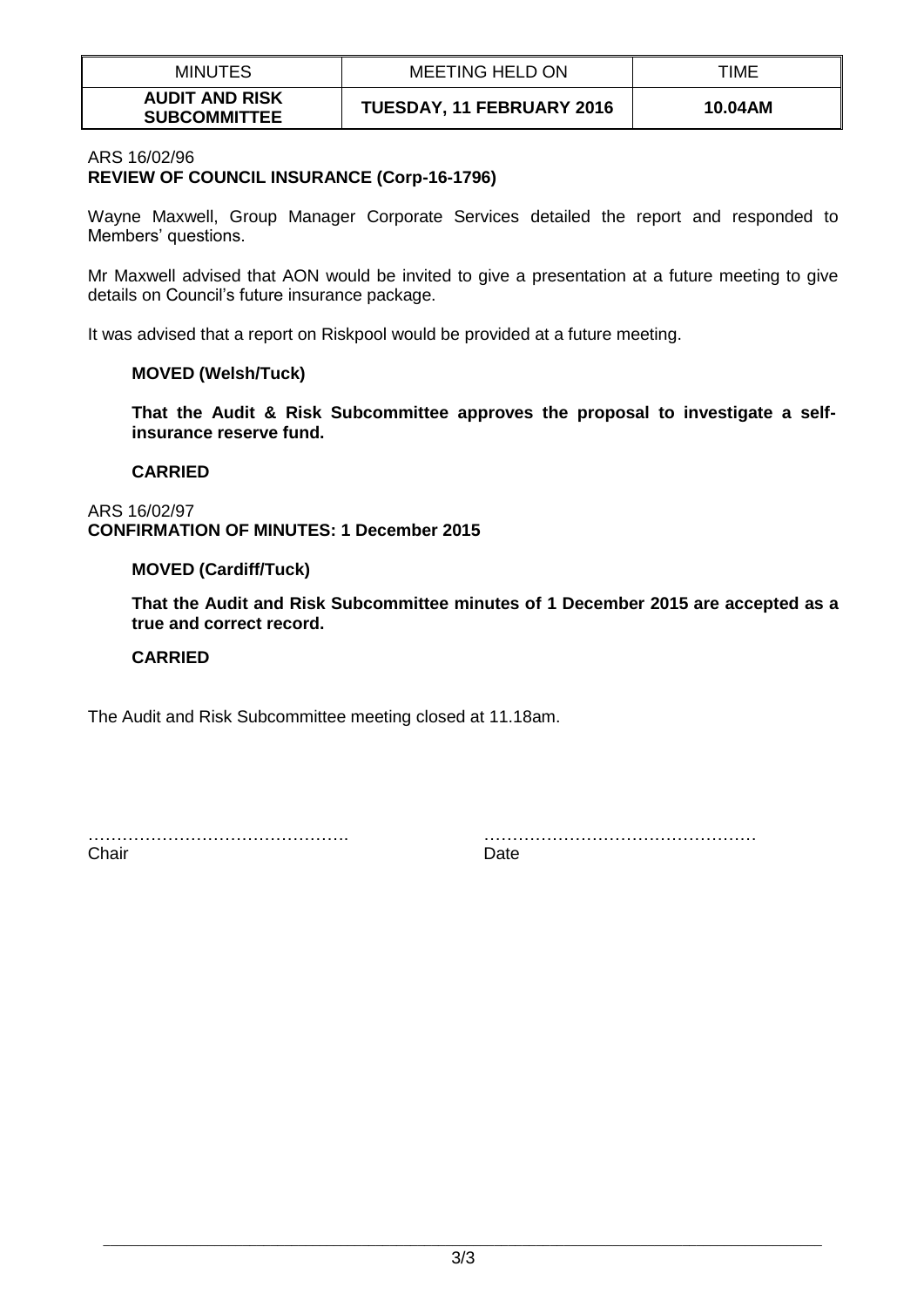| MINUTES | MEETING HELD ON | TIME |
|---|---|---|
| **AUDIT AND RISK SUBCOMMITTEE** | **TUESDAY, 11 FEBRUARY 2016** | **10.04AM** |

ARS 16/02/96
**REVIEW OF COUNCIL INSURANCE (Corp-16-1796)**

Wayne Maxwell, Group Manager Corporate Services detailed the report and responded to Members' questions.

Mr Maxwell advised that AON would be invited to give a presentation at a future meeting to give details on Council's future insurance package.

It was advised that a report on Riskpool would be provided at a future meeting.

**MOVED (Welsh/Tuck)**

**That the Audit & Risk Subcommittee approves the proposal to investigate a self-insurance reserve fund.**

**CARRIED**

ARS 16/02/97
**CONFIRMATION OF MINUTES: 1 December 2015**

**MOVED (Cardiff/Tuck)**

**That the Audit and Risk Subcommittee minutes of 1 December 2015 are accepted as a true and correct record.**

**CARRIED**

The Audit and Risk Subcommittee meeting closed at 11.18am.

……………………………………….
Chair

…………………………………………
Date